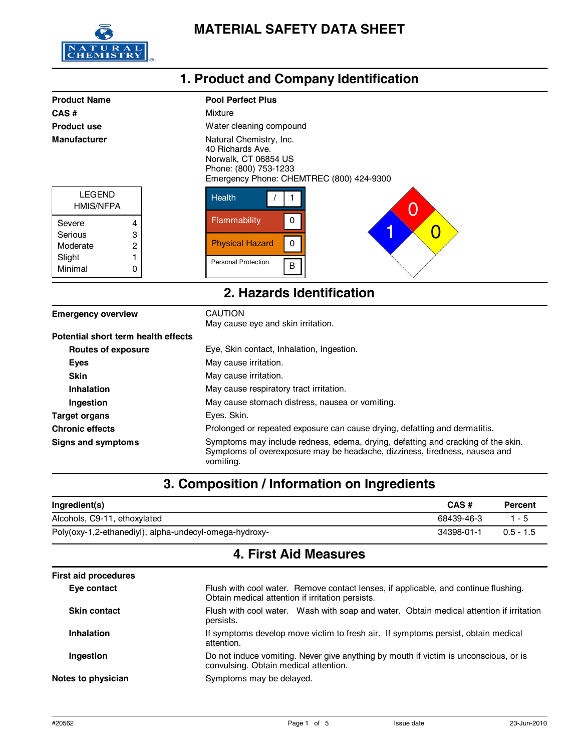NATURAL CHEMISTRY

# MATERIAL SAFETY DATA SHEET

## 1. Product and Company Identification

| | |
|---|---|
| **Product Name** | **Pool Perfect Plus** |
| **CAS #** | Mixture |
| **Product use** | Water cleaning compound |
| **Manufacturer** | Natural Chemistry, Inc.<br>40 Richards Ave.<br>Norwalk, CT 06854 US<br>Phone: (800) 753-1233<br>Emergency Phone: CHEMTREC (800) 424-9300 |

| LEGEND HMIS/NFPA | |
|---|---|
| Severe | 4 |
| Serious | 3 |
| Moderate | 2 |
| Slight | 1 |
| Minimal | 0 |

| HMIS | |
|---|---|
| Health | / 1 |
| Flammability | 0 |
| Physical Hazard | 0 |
| Personal Protection | B |

NFPA: Health 1, Flammability 0, Instability 0

## 2. Hazards Identification

| | |
|---|---|
| **Emergency overview** | CAUTION<br>May cause eye and skin irritation. |
| **Potential short term health effects** | |
| **Routes of exposure** | Eye, Skin contact, Inhalation, Ingestion. |
| **Eyes** | May cause irritation. |
| **Skin** | May cause irritation. |
| **Inhalation** | May cause respiratory tract irritation. |
| **Ingestion** | May cause stomach distress, nausea or vomiting. |
| **Target organs** | Eyes. Skin. |
| **Chronic effects** | Prolonged or repeated exposure can cause drying, defatting and dermatitis. |
| **Signs and symptoms** | Symptoms may include redness, edema, drying, defatting and cracking of the skin. Symptoms of overexposure may be headache, dizziness, tiredness, nausea and vomiting. |

## 3. Composition / Information on Ingredients

| Ingredient(s) | CAS # | Percent |
|---|---|---|
| Alcohols, C9-11, ethoxylated | 68439-46-3 | 1 - 5 |
| Poly(oxy-1,2-ethanediyl), alpha-undecyl-omega-hydroxy- | 34398-01-1 | 0.5 - 1.5 |

## 4. First Aid Measures

| | |
|---|---|
| **First aid procedures** | |
| **Eye contact** | Flush with cool water. Remove contact lenses, if applicable, and continue flushing. Obtain medical attention if irritation persists. |
| **Skin contact** | Flush with cool water. Wash with soap and water. Obtain medical attention if irritation persists. |
| **Inhalation** | If symptoms develop move victim to fresh air. If symptoms persist, obtain medical attention. |
| **Ingestion** | Do not induce vomiting. Never give anything by mouth if victim is unconscious, or is convulsing. Obtain medical attention. |
| **Notes to physician** | Symptoms may be delayed. |

#20562 Issue date 23-Jun-2010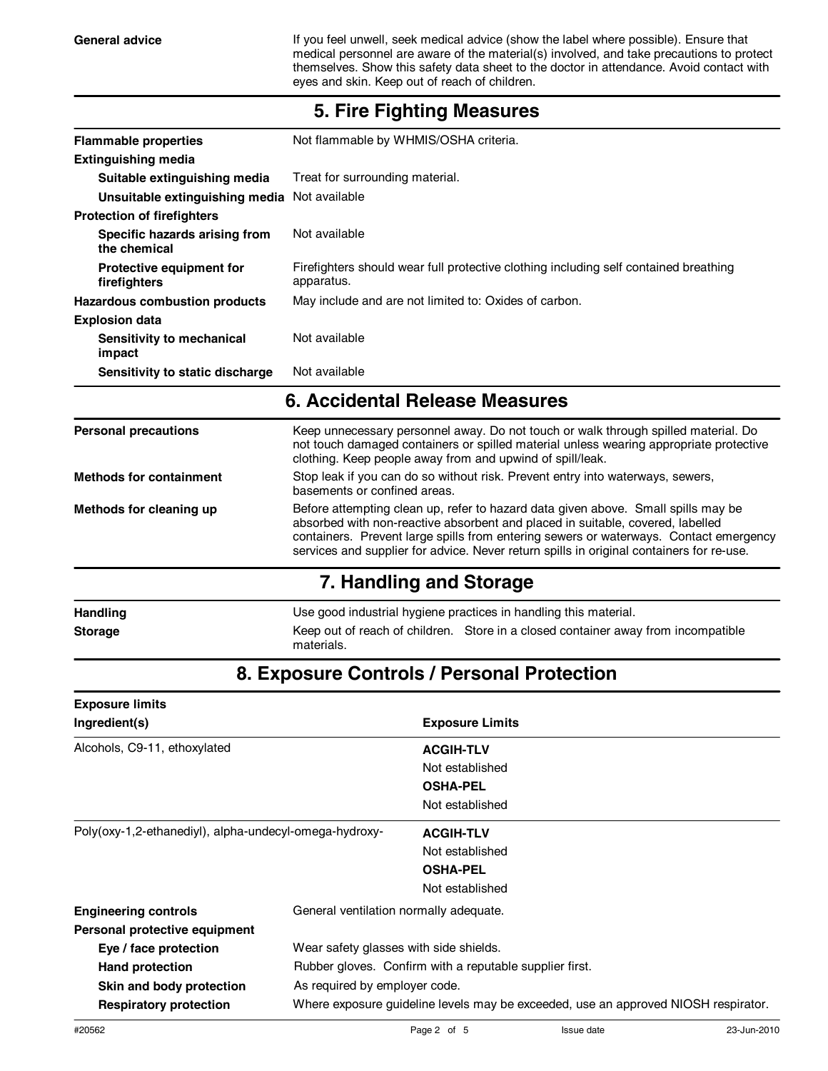**General advice** If you feel unwell, seek medical advice (show the label where possible). Ensure that medical personnel are aware of the material(s) involved, and take precautions to protect themselves. Show this safety data sheet to the doctor in attendance. Avoid contact with eyes and skin. Keep out of reach of children.

## 5. Fire Fighting Measures

**Flammable properties**: Not flammable by WHMIS/OSHA criteria.

**Extinguishing media**

- **Suitable extinguishing media**: Treat for surrounding material.
- **Unsuitable extinguishing media**: Not available

**Protection of firefighters**

- **Specific hazards arising from the chemical**: Not available
- **Protective equipment for firefighters**: Firefighters should wear full protective clothing including self contained breathing apparatus.

**Hazardous combustion products**: May include and are not limited to: Oxides of carbon.

**Explosion data**

- **Sensitivity to mechanical impact**: Not available
- **Sensitivity to static discharge**: Not available

## 6. Accidental Release Measures

**Personal precautions**: Keep unnecessary personnel away. Do not touch or walk through spilled material. Do not touch damaged containers or spilled material unless wearing appropriate protective clothing. Keep people away from and upwind of spill/leak.

**Methods for containment**: Stop leak if you can do so without risk. Prevent entry into waterways, sewers, basements or confined areas.

**Methods for cleaning up**: Before attempting clean up, refer to hazard data given above. Small spills may be absorbed with non-reactive absorbent and placed in suitable, covered, labelled containers. Prevent large spills from entering sewers or waterways. Contact emergency services and supplier for advice. Never return spills in original containers for re-use.

## 7. Handling and Storage

**Handling**: Use good industrial hygiene practices in handling this material.

**Storage**: Keep out of reach of children. Store in a closed container away from incompatible materials.

## 8. Exposure Controls / Personal Protection

**Exposure limits**

| Ingredient(s) | Exposure Limits |
|---|---|
| Alcohols, C9-11, ethoxylated | **ACGIH-TLV** Not established **OSHA-PEL** Not established |
| Poly(oxy-1,2-ethanediyl), alpha-undecyl-omega-hydroxy- | **ACGIH-TLV** Not established **OSHA-PEL** Not established |

**Engineering controls**: General ventilation normally adequate.

**Personal protective equipment**

- **Eye / face protection**: Wear safety glasses with side shields.
- **Hand protection**: Rubber gloves. Confirm with a reputable supplier first.
- **Skin and body protection**: As required by employer code.
- **Respiratory protection**: Where exposure guideline levels may be exceeded, use an approved NIOSH respirator.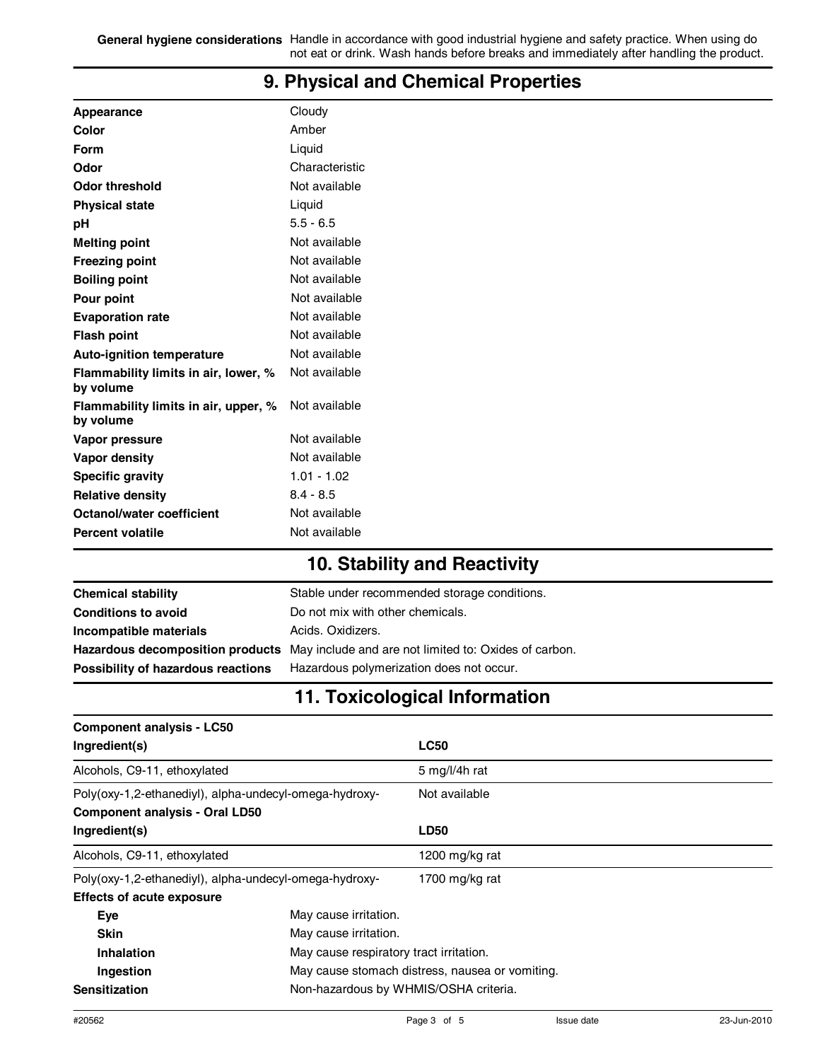**General hygiene considerations** Handle in accordance with good industrial hygiene and safety practice. When using do not eat or drink. Wash hands before breaks and immediately after handling the product.

## 9. Physical and Chemical Properties

| | |
|---|---|
| **Appearance** | Cloudy |
| **Color** | Amber |
| **Form** | Liquid |
| **Odor** | Characteristic |
| **Odor threshold** | Not available |
| **Physical state** | Liquid |
| **pH** | 5.5 - 6.5 |
| **Melting point** | Not available |
| **Freezing point** | Not available |
| **Boiling point** | Not available |
| **Pour point** | Not available |
| **Evaporation rate** | Not available |
| **Flash point** | Not available |
| **Auto-ignition temperature** | Not available |
| **Flammability limits in air, lower, % by volume** | Not available |
| **Flammability limits in air, upper, % by volume** | Not available |
| **Vapor pressure** | Not available |
| **Vapor density** | Not available |
| **Specific gravity** | 1.01 - 1.02 |
| **Relative density** | 8.4 - 8.5 |
| **Octanol/water coefficient** | Not available |
| **Percent volatile** | Not available |

## 10. Stability and Reactivity

| | |
|---|---|
| **Chemical stability** | Stable under recommended storage conditions. |
| **Conditions to avoid** | Do not mix with other chemicals. |
| **Incompatible materials** | Acids. Oxidizers. |
| **Hazardous decomposition products** | May include and are not limited to: Oxides of carbon. |
| **Possibility of hazardous reactions** | Hazardous polymerization does not occur. |

## 11. Toxicological Information

**Component analysis - LC50**

| Ingredient(s) | LC50 |
|---|---|
| Alcohols, C9-11, ethoxylated | 5 mg/l/4h rat |
| Poly(oxy-1,2-ethanediyl), alpha-undecyl-omega-hydroxy- | Not available |

**Component analysis - Oral LD50**

| Ingredient(s) | LD50 |
|---|---|
| Alcohols, C9-11, ethoxylated | 1200 mg/kg rat |
| Poly(oxy-1,2-ethanediyl), alpha-undecyl-omega-hydroxy- | 1700 mg/kg rat |

**Effects of acute exposure**

| | |
|---|---|
| **Eye** | May cause irritation. |
| **Skin** | May cause irritation. |
| **Inhalation** | May cause respiratory tract irritation. |
| **Ingestion** | May cause stomach distress, nausea or vomiting. |

**Sensitization** Non-hazardous by WHMIS/OSHA criteria.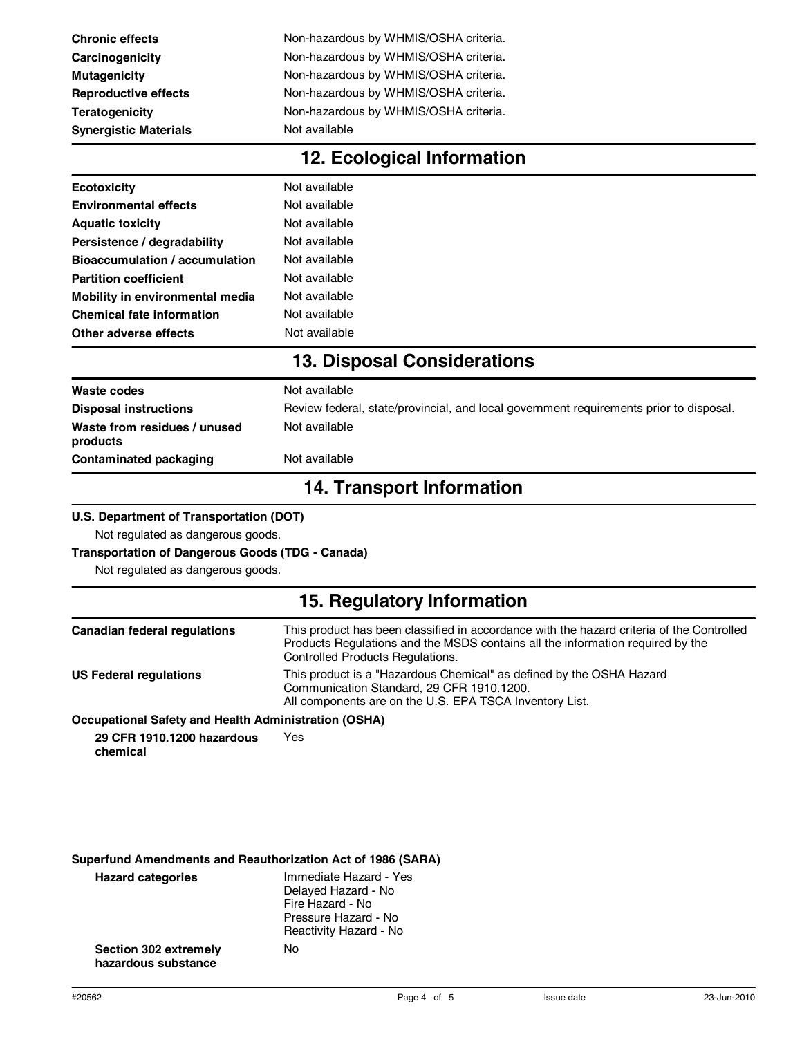| | |
|---|---|
| **Chronic effects** | Non-hazardous by WHMIS/OSHA criteria. |
| **Carcinogenicity** | Non-hazardous by WHMIS/OSHA criteria. |
| **Mutagenicity** | Non-hazardous by WHMIS/OSHA criteria. |
| **Reproductive effects** | Non-hazardous by WHMIS/OSHA criteria. |
| **Teratogenicity** | Non-hazardous by WHMIS/OSHA criteria. |
| **Synergistic Materials** | Not available |

## 12. Ecological Information

| | |
|---|---|
| **Ecotoxicity** | Not available |
| **Environmental effects** | Not available |
| **Aquatic toxicity** | Not available |
| **Persistence / degradability** | Not available |
| **Bioaccumulation / accumulation** | Not available |
| **Partition coefficient** | Not available |
| **Mobility in environmental media** | Not available |
| **Chemical fate information** | Not available |
| **Other adverse effects** | Not available |

## 13. Disposal Considerations

| | |
|---|---|
| **Waste codes** | Not available |
| **Disposal instructions** | Review federal, state/provincial, and local government requirements prior to disposal. |
| **Waste from residues / unused products** | Not available |
| **Contaminated packaging** | Not available |

## 14. Transport Information

**U.S. Department of Transportation (DOT)**

Not regulated as dangerous goods.

**Transportation of Dangerous Goods (TDG - Canada)**

Not regulated as dangerous goods.

## 15. Regulatory Information

| | |
|---|---|
| **Canadian federal regulations** | This product has been classified in accordance with the hazard criteria of the Controlled Products Regulations and the MSDS contains all the information required by the Controlled Products Regulations. |
| **US Federal regulations** | This product is a "Hazardous Chemical" as defined by the OSHA Hazard Communication Standard, 29 CFR 1910.1200.<br>All components are on the U.S. EPA TSCA Inventory List. |

**Occupational Safety and Health Administration (OSHA)**

| | |
|---|---|
| **29 CFR 1910.1200 hazardous chemical** | Yes |

**Superfund Amendments and Reauthorization Act of 1986 (SARA)**

| | |
|---|---|
| **Hazard categories** | Immediate Hazard - Yes<br>Delayed Hazard - No<br>Fire Hazard - No<br>Pressure Hazard - No<br>Reactivity Hazard - No |
| **Section 302 extremely hazardous substance** | No |

#20562 Issue date 23-Jun-2010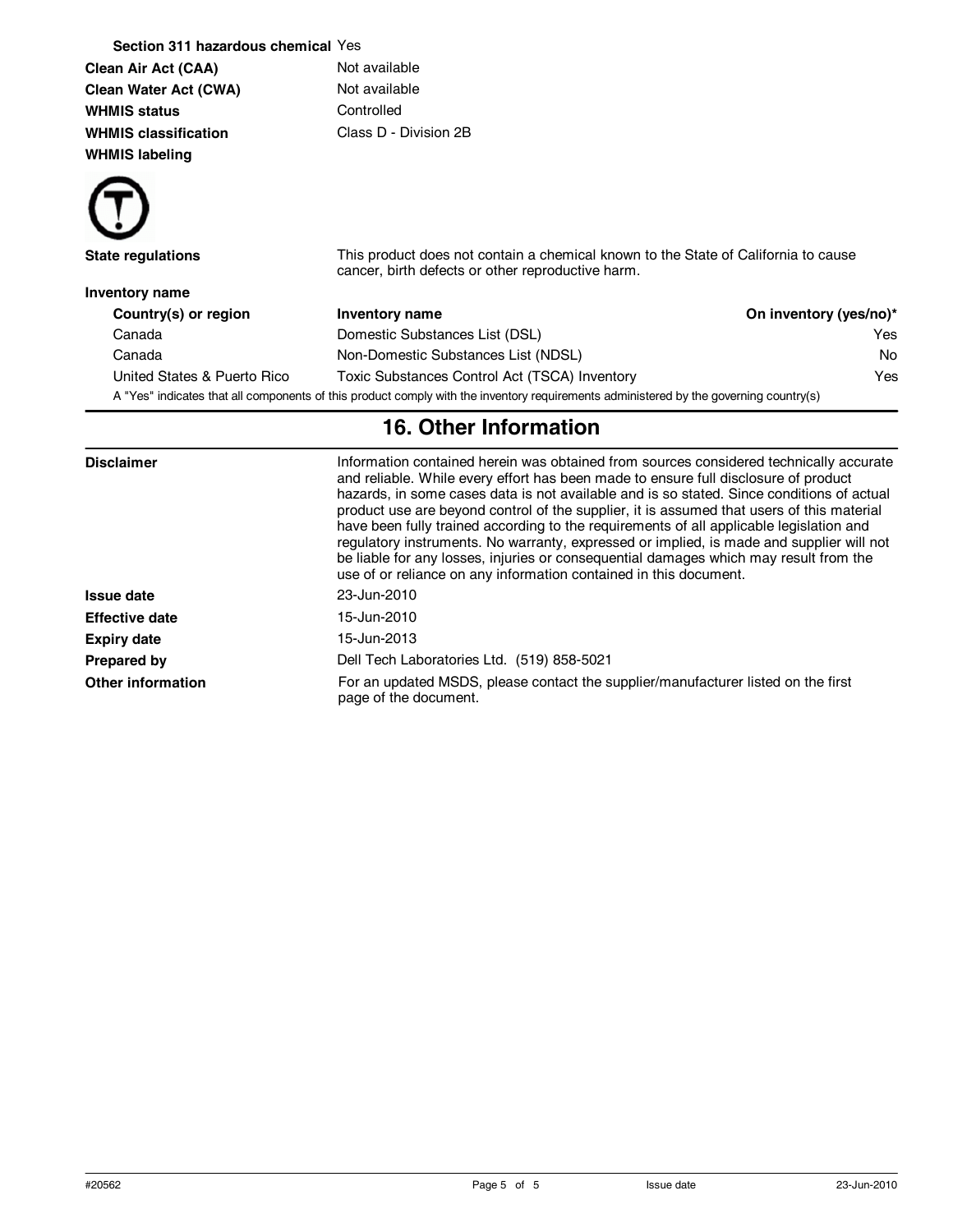**Section 311 hazardous chemical** Yes

**Clean Air Act (CAA)** Not available

**Clean Water Act (CWA)** Not available

**WHMIS status** Controlled

**WHMIS classification** Class D - Division 2B

**WHMIS labeling**

**State regulations** This product does not contain a chemical known to the State of California to cause cancer, birth defects or other reproductive harm.

**Inventory name**

| Country(s) or region | Inventory name | On inventory (yes/no)* |
|---|---|---|
| Canada | Domestic Substances List (DSL) | Yes |
| Canada | Non-Domestic Substances List (NDSL) | No |
| United States & Puerto Rico | Toxic Substances Control Act (TSCA) Inventory | Yes |

A "Yes" indicates that all components of this product comply with the inventory requirements administered by the governing country(s)

## 16. Other Information

**Disclaimer** Information contained herein was obtained from sources considered technically accurate and reliable. While every effort has been made to ensure full disclosure of product hazards, in some cases data is not available and is so stated. Since conditions of actual product use are beyond control of the supplier, it is assumed that users of this material have been fully trained according to the requirements of all applicable legislation and regulatory instruments. No warranty, expressed or implied, is made and supplier will not be liable for any losses, injuries or consequential damages which may result from the use of or reliance on any information contained in this document.

**Issue date** 23-Jun-2010

**Effective date** 15-Jun-2010

**Expiry date** 15-Jun-2013

**Prepared by** Dell Tech Laboratories Ltd. (519) 858-5021

**Other information** For an updated MSDS, please contact the supplier/manufacturer listed on the first page of the document.